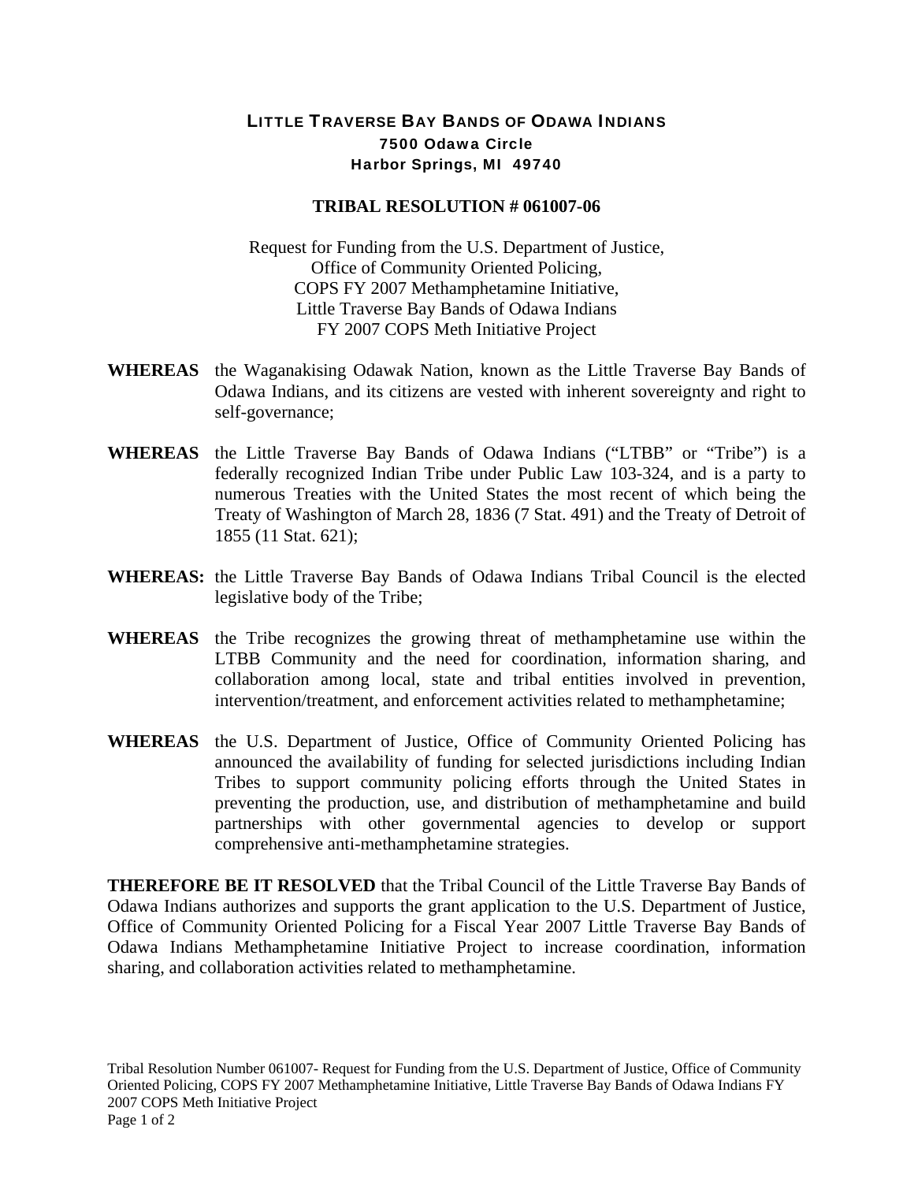# LITTLE TRAVERSE BAY BANDS OF ODAWA INDIANS

**7500 Odawa Circle**
**Harbor Springs, MI 49740**

## TRIBAL RESOLUTION # 061007-06

Request for Funding from the U.S. Department of Justice,
Office of Community Oriented Policing,
COPS FY 2007 Methamphetamine Initiative,
Little Traverse Bay Bands of Odawa Indians
FY 2007 COPS Meth Initiative Project

**WHEREAS** the Waganakising Odawak Nation, known as the Little Traverse Bay Bands of Odawa Indians, and its citizens are vested with inherent sovereignty and right to self-governance;

**WHEREAS** the Little Traverse Bay Bands of Odawa Indians ("LTBB" or "Tribe") is a federally recognized Indian Tribe under Public Law 103-324, and is a party to numerous Treaties with the United States the most recent of which being the Treaty of Washington of March 28, 1836 (7 Stat. 491) and the Treaty of Detroit of 1855 (11 Stat. 621);

**WHEREAS:** the Little Traverse Bay Bands of Odawa Indians Tribal Council is the elected legislative body of the Tribe;

**WHEREAS** the Tribe recognizes the growing threat of methamphetamine use within the LTBB Community and the need for coordination, information sharing, and collaboration among local, state and tribal entities involved in prevention, intervention/treatment, and enforcement activities related to methamphetamine;

**WHEREAS** the U.S. Department of Justice, Office of Community Oriented Policing has announced the availability of funding for selected jurisdictions including Indian Tribes to support community policing efforts through the United States in preventing the production, use, and distribution of methamphetamine and build partnerships with other governmental agencies to develop or support comprehensive anti-methamphetamine strategies.

**THEREFORE BE IT RESOLVED** that the Tribal Council of the Little Traverse Bay Bands of Odawa Indians authorizes and supports the grant application to the U.S. Department of Justice, Office of Community Oriented Policing for a Fiscal Year 2007 Little Traverse Bay Bands of Odawa Indians Methamphetamine Initiative Project to increase coordination, information sharing, and collaboration activities related to methamphetamine.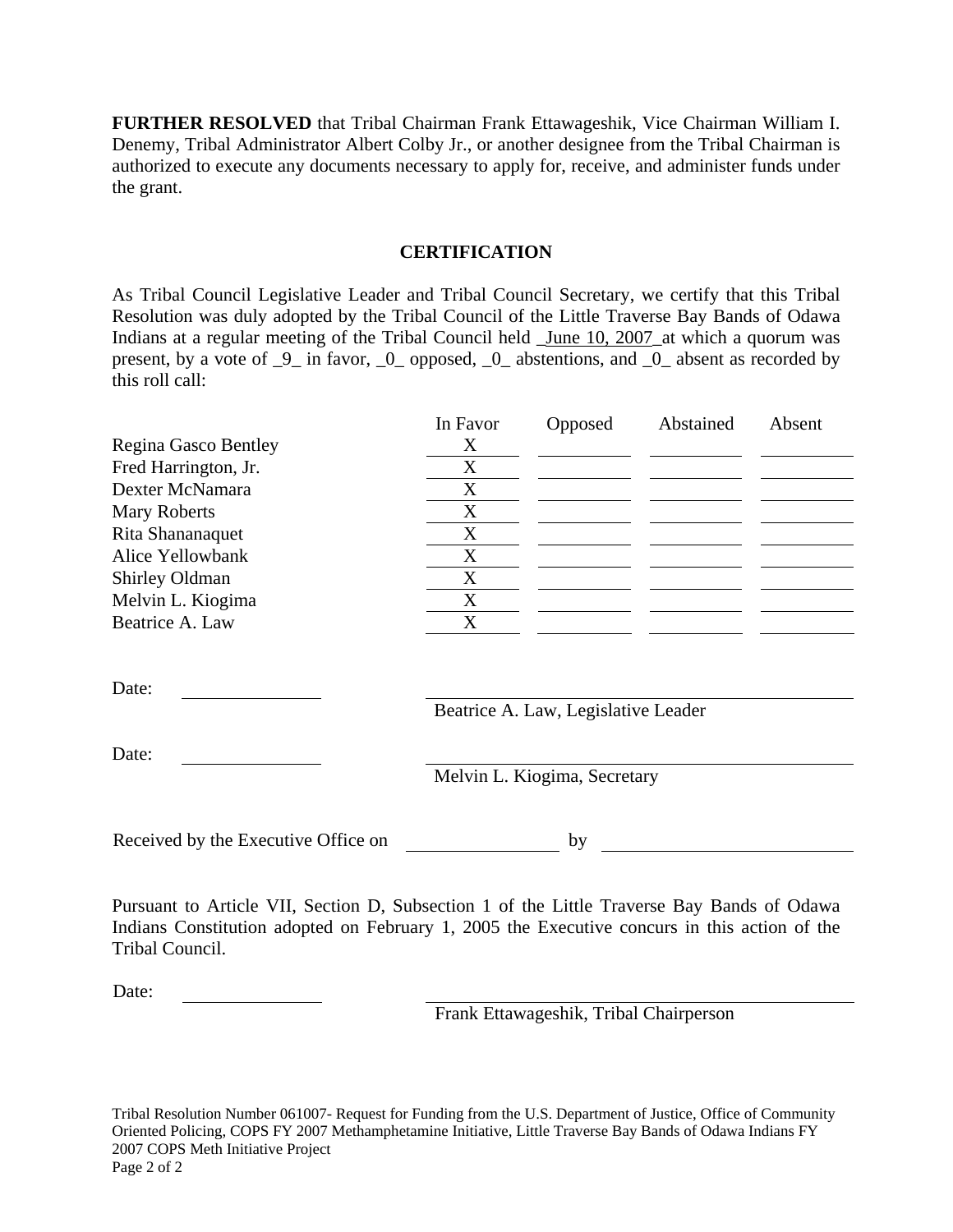**FURTHER RESOLVED** that Tribal Chairman Frank Ettawageshik, Vice Chairman William I. Denemy, Tribal Administrator Albert Colby Jr., or another designee from the Tribal Chairman is authorized to execute any documents necessary to apply for, receive, and administer funds under the grant.

## CERTIFICATION

As Tribal Council Legislative Leader and Tribal Council Secretary, we certify that this Tribal Resolution was duly adopted by the Tribal Council of the Little Traverse Bay Bands of Odawa Indians at a regular meeting of the Tribal Council held _June 10, 2007_ at which a quorum was present, by a vote of _9_ in favor, _0_ opposed, _0_ abstentions, and _0_ absent as recorded by this roll call:

| | In Favor | Opposed | Abstained | Absent |
|---|---|---|---|---|
| Regina Gasco Bentley | X | | | |
| Fred Harrington, Jr. | X | | | |
| Dexter McNamara | X | | | |
| Mary Roberts | X | | | |
| Rita Shananaquet | X | | | |
| Alice Yellowbank | X | | | |
| Shirley Oldman | X | | | |
| Melvin L. Kiogima | X | | | |
| Beatrice A. Law | X | | | |

Date: ____________ ______________________________
Beatrice A. Law, Legislative Leader

Date: ____________ ______________________________
Melvin L. Kiogima, Secretary

Received by the Executive Office on ____________ by ______________________

Pursuant to Article VII, Section D, Subsection 1 of the Little Traverse Bay Bands of Odawa Indians Constitution adopted on February 1, 2005 the Executive concurs in this action of the Tribal Council.

Date: ____________ ______________________________
Frank Ettawageshik, Tribal Chairperson

Tribal Resolution Number 061007- Request for Funding from the U.S. Department of Justice, Office of Community Oriented Policing, COPS FY 2007 Methamphetamine Initiative, Little Traverse Bay Bands of Odawa Indians FY 2007 COPS Meth Initiative Project